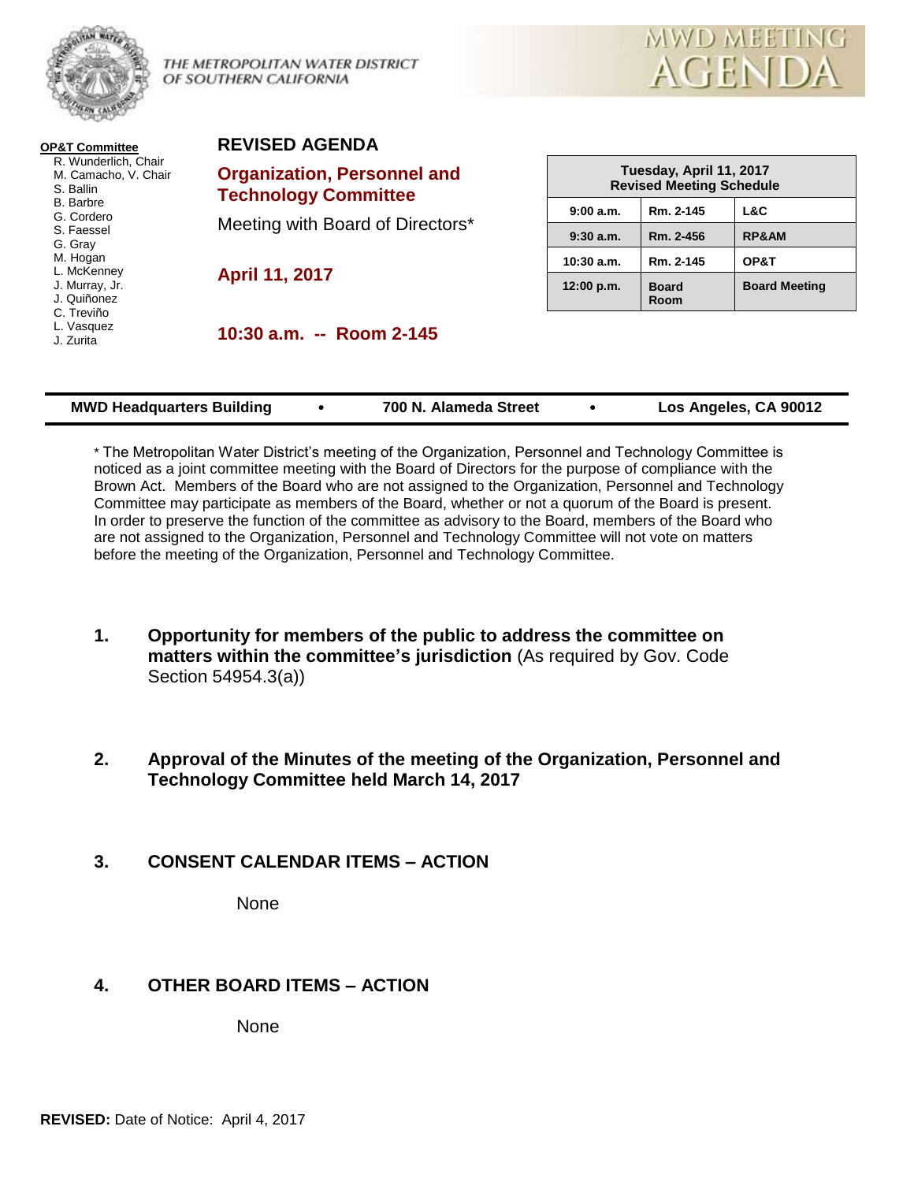THE METROPOLITAN WATER DISTRICT OF SOUTHERN CALIFORNIA

# MWD MEETING AGENDA

**OP&T Committee**
R. Wunderlich, Chair
M. Camacho, V. Chair
S. Ballin
B. Barbre
G. Cordero
S. Faessel
G. Gray
M. Hogan
L. McKenney
J. Murray, Jr.
J. Quiñonez
C. Treviño
L. Vasquez
J. Zurita

## REVISED AGENDA

## Organization, Personnel and Technology Committee

Meeting with Board of Directors*

**April 11, 2017**

**10:30 a.m. -- Room 2-145**

| Tuesday, April 11, 2017 Revised Meeting Schedule | | |
|---|---|---|
| 9:00 a.m. | Rm. 2-145 | L&C |
| 9:30 a.m. | Rm. 2-456 | RP&AM |
| 10:30 a.m. | Rm. 2-145 | OP&T |
| 12:00 p.m. | Board Room | Board Meeting |

**MWD Headquarters Building • 700 N. Alameda Street • Los Angeles, CA 90012**

* The Metropolitan Water District's meeting of the Organization, Personnel and Technology Committee is noticed as a joint committee meeting with the Board of Directors for the purpose of compliance with the Brown Act. Members of the Board who are not assigned to the Organization, Personnel and Technology Committee may participate as members of the Board, whether or not a quorum of the Board is present. In order to preserve the function of the committee as advisory to the Board, members of the Board who are not assigned to the Organization, Personnel and Technology Committee will not vote on matters before the meeting of the Organization, Personnel and Technology Committee.

1. **Opportunity for members of the public to address the committee on matters within the committee's jurisdiction** (As required by Gov. Code Section 54954.3(a))

2. **Approval of the Minutes of the meeting of the Organization, Personnel and Technology Committee held March 14, 2017**

3. **CONSENT CALENDAR ITEMS – ACTION**

   None

4. **OTHER BOARD ITEMS – ACTION**

   None

**REVISED:** Date of Notice: April 4, 2017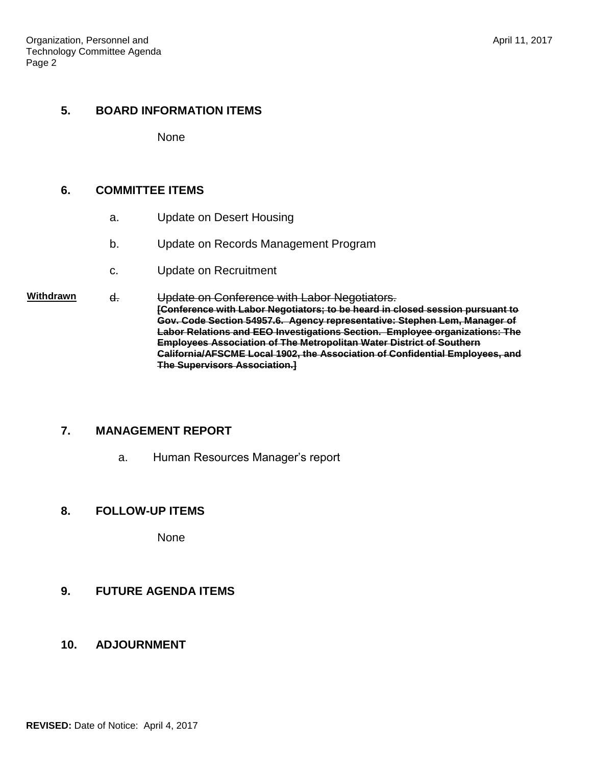## 5. BOARD INFORMATION ITEMS

None

## 6. COMMITTEE ITEMS

a. Update on Desert Housing

b. Update on Records Management Program

c. Update on Recruitment

**Withdrawn** ~~d. Update on Conference with Labor Negotiators.~~
~~**[Conference with Labor Negotiators; to be heard in closed session pursuant to Gov. Code Section 54957.6. Agency representative: Stephen Lem, Manager of Labor Relations and EEO Investigations Section. Employee organizations: The Employees Association of The Metropolitan Water District of Southern California/AFSCME Local 1902, the Association of Confidential Employees, and The Supervisors Association.]**~~

## 7. MANAGEMENT REPORT

a. Human Resources Manager's report

## 8. FOLLOW-UP ITEMS

None

## 9. FUTURE AGENDA ITEMS

## 10. ADJOURNMENT

**REVISED:** Date of Notice: April 4, 2017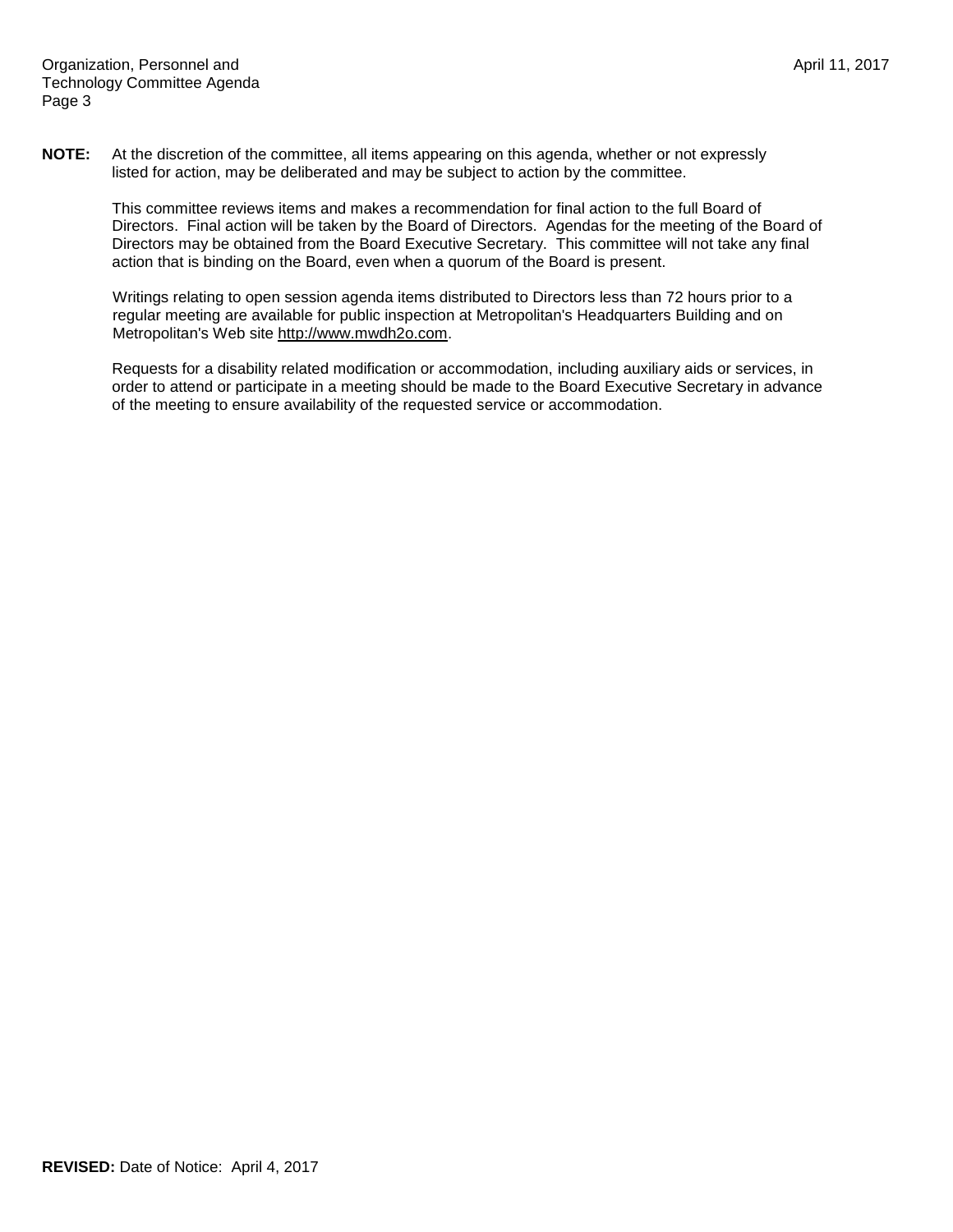**NOTE:** At the discretion of the committee, all items appearing on this agenda, whether or not expressly listed for action, may be deliberated and may be subject to action by the committee.

This committee reviews items and makes a recommendation for final action to the full Board of Directors. Final action will be taken by the Board of Directors. Agendas for the meeting of the Board of Directors may be obtained from the Board Executive Secretary. This committee will not take any final action that is binding on the Board, even when a quorum of the Board is present.

Writings relating to open session agenda items distributed to Directors less than 72 hours prior to a regular meeting are available for public inspection at Metropolitan's Headquarters Building and on Metropolitan's Web site http://www.mwdh2o.com.

Requests for a disability related modification or accommodation, including auxiliary aids or services, in order to attend or participate in a meeting should be made to the Board Executive Secretary in advance of the meeting to ensure availability of the requested service or accommodation.

**REVISED:** Date of Notice: April 4, 2017